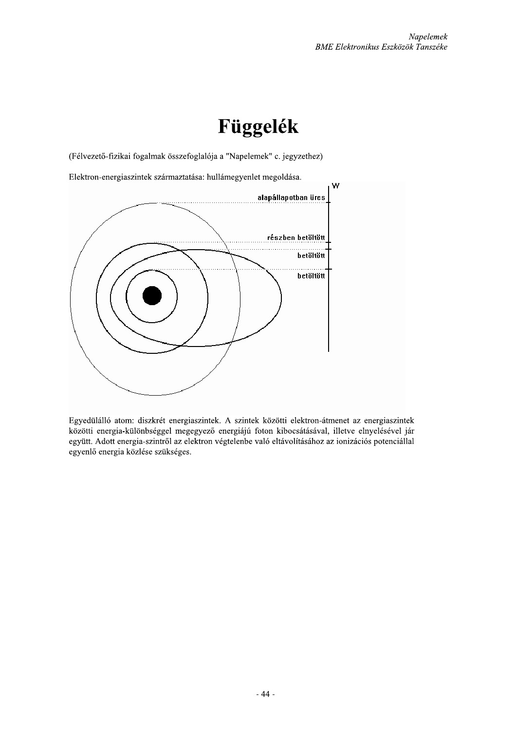# Függelék

(Félvezető-fizikai fogalmak összefoglalója a "Napelemek" c. jegyzethez)

Elektron-energiaszintek származtatása: hullámegyenlet megoldása.

Egyedülálló atom: diszkrét energiaszintek. A szintek közötti elektron-átmenet az energiaszintek közötti energia-különbséggel megegyező energiájú foton kibocsátásával, illetve elnyelésével jár együtt. Adott energia-szintről az elektron végtelenbe való eltávolításához az ionizációs potenciállal egyenlő energia közlése szükséges.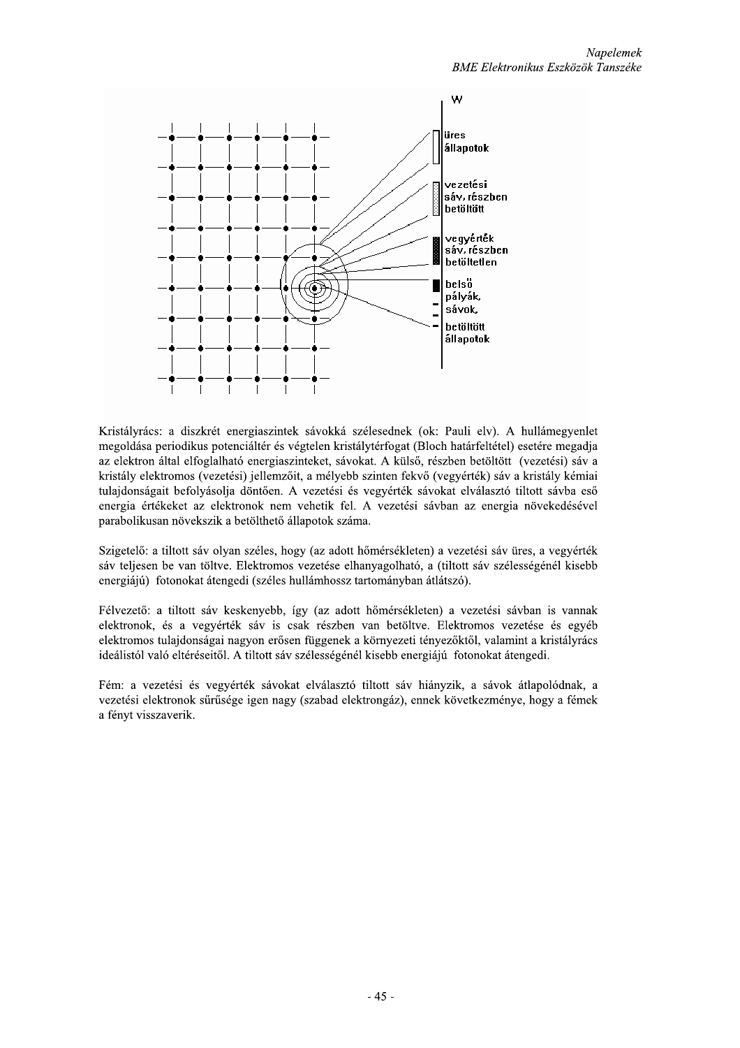Kristályrács: a diszkrét energiaszintek sávokká szélesednek (ok: Pauli elv). A hullámegyenlet megoldása periodikus potenciáltér és végtelen kristálytérfogat (Bloch határfeltétel) esetére megadja az elektron által elfoglalható energiaszinteket, sávokat. A külső, részben betöltött (vezetési) sáv a kristály elektromos (vezetési) jellemzőit, a mélyebb szinten fekvő (vegyérték) sáv a kristály kémiai tulajdonságait befolyásolja döntően. A vezetési és vegyérték sávokat elválasztó tiltott sávba eső energia értékeket az elektronok nem vehetik fel. A vezetési sávban az energia növekedésével parabolikusan növekszik a betölthető állapotok száma.

Szigetelő: a tiltott sáv olyan széles, hogy (az adott hőmérsékleten) a vezetési sáv üres, a vegyérték sáv teljesen be van töltve. Elektromos vezetése elhanyagolható, a (tiltott sáv szélességénél kisebb energiájú) fotonokat átengedi (széles hullámhossz tartományban átlátszó).

Félvezető: a tiltott sáv keskenyebb, így (az adott hőmérsékleten) a vezetési sávban is vannak elektronok, és a vegyérték sáv is csak részben van betöltve. Elektromos vezetése és egyéb elektromos tulajdonságai nagyon erősen függenek a környezeti tényezőktől, valamint a kristályrács ideálistól való eltéréseitől. A tiltott sáv szélességénél kisebb energiájú fotonokat átengedi.

Fém: a vezetési és vegyérték sávokat elválasztó tiltott sáv hiányzik, a sávok átlapolódnak, a vezetési elektronok sűrűsége igen nagy (szabad elektrongáz), ennek következménye, hogy a fémek a fényt visszaverik.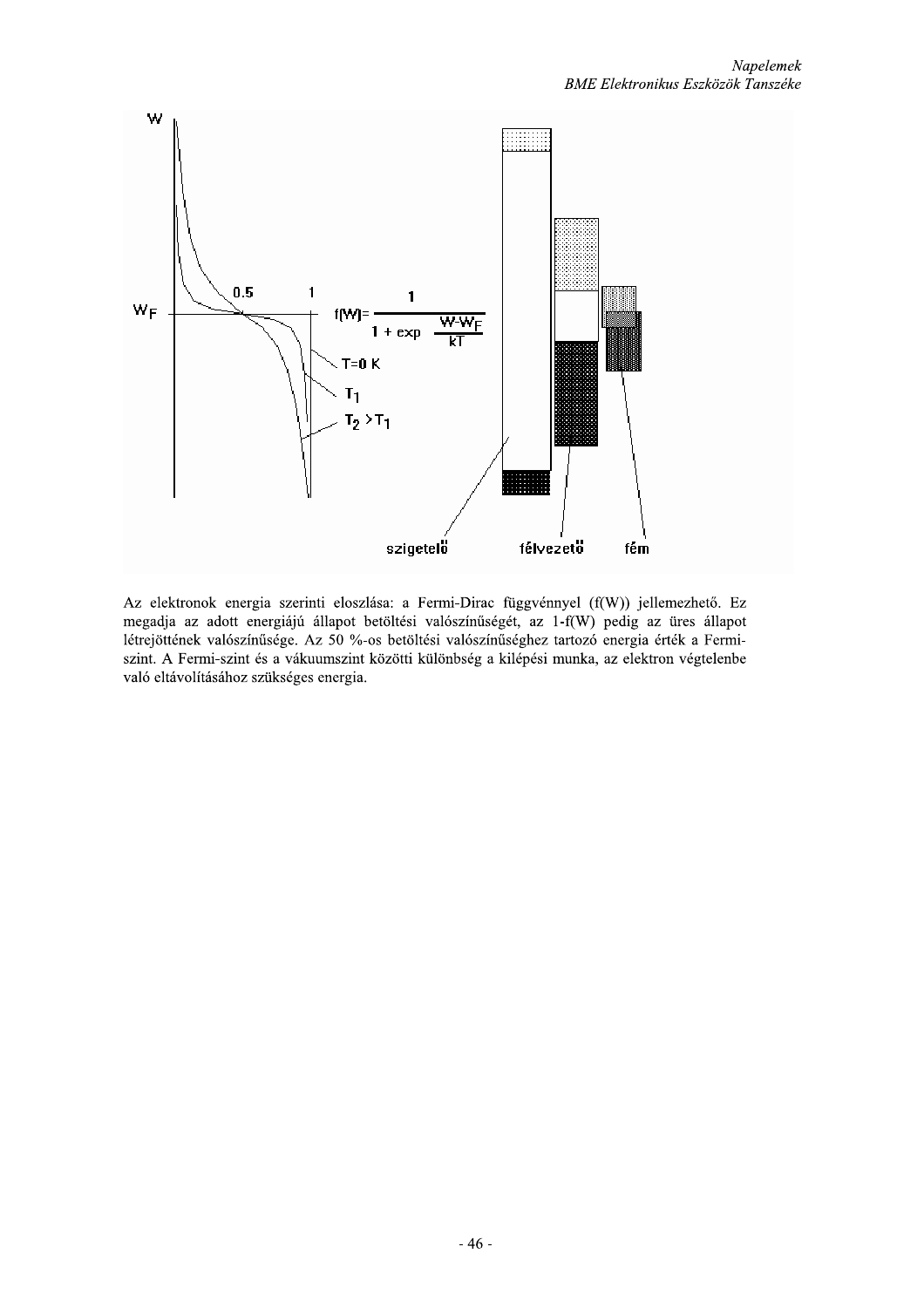Az elektronok energia szerinti eloszlása: a Fermi-Dirac függvénnyel (f(W)) jellemezhető. Ez megadja az adott energiájú állapot betöltési valószínűségét, az 1-f(W) pedig az üres állapot létrejöttének valószínűsége. Az 50 %-os betöltési valószínűséghez tartozó energia érték a Fermi-szint. A Fermi-szint és a vákuumszint közötti különbség a kilépési munka, az elektron végtelenbe való eltávolításához szükséges energia.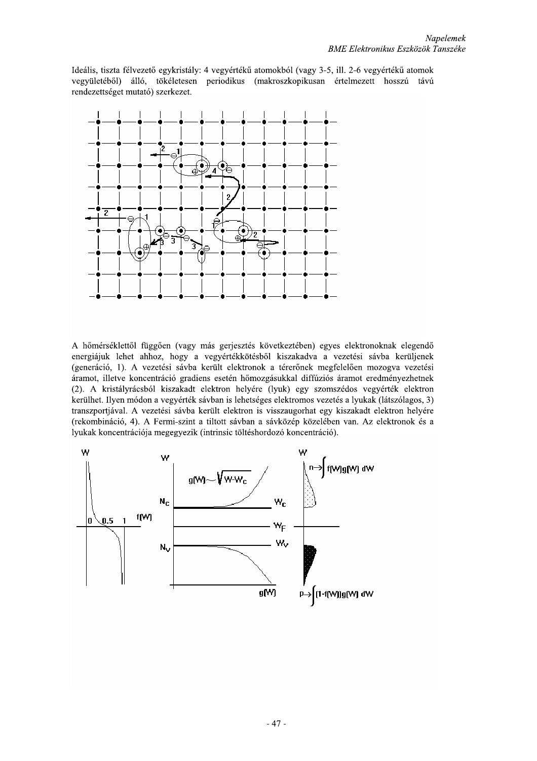Ideális, tiszta félvezető egykristály: 4 vegyértékű atomokból (vagy 3-5, ill. 2-6 vegyértékű atomok vegyületéből) álló, tökéletesen periodikus (makroszkopikusan értelmezett hosszú távú rendezettséget mutató) szerkezet.

A hőmérséklettől függően (vagy más gerjesztés következtében) egyes elektronoknak elegendő energiájuk lehet ahhoz, hogy a vegyértékkötésből kiszakadva a vezetési sávba kerüljenek (generáció, 1). A vezetési sávba került elektronok a térerőnek megfelelően mozogva vezetési áramot, illetve koncentráció gradiens esetén hőmozgásukkal diffúziós áramot eredményezhetnek (2). A kristályrácsból kiszakadt elektron helyére (lyuk) egy szomszédos vegyérték elektron kerülhet. Ilyen módon a vegyérték sávban is lehetséges elektromos vezetés a lyukak (látszólagos, 3) transzportjával. A vezetési sávba került elektron is visszaugorhat egy kiszakadt elektron helyére (rekombináció, 4). A Fermi-szint a tiltott sávban a sávközép közelében van. Az elektronok és a lyukak koncentrációja megegyezik (intrinsic töltéshordozó koncentráció).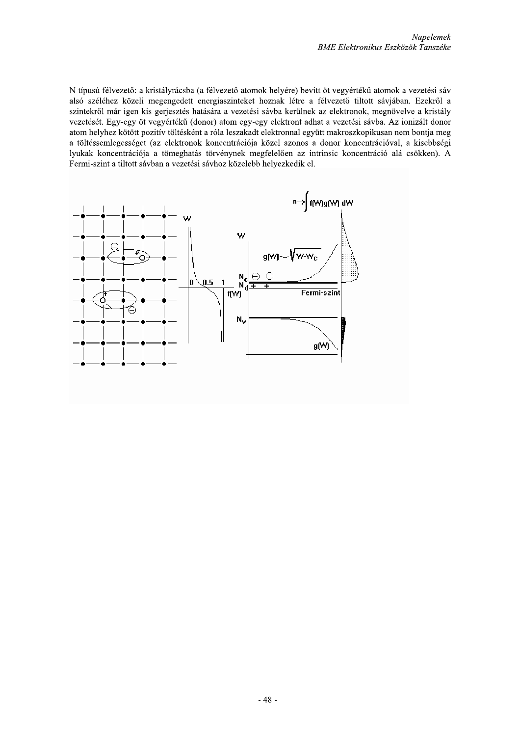N típusú félvezető: a kristályrácsba (a félvezető atomok helyére) bevitt öt vegyértékű atomok a vezetési sáv alsó széléhez közeli megengedett energiaszinteket hoznak létre a félvezető tiltott sávjában. Ezekről a szintekről már igen kis gerjesztés hatására a vezetési sávba kerülnek az elektronok, megnövelve a kristály vezetését. Egy-egy öt vegyértékű (donor) atom egy-egy elektront adhat a vezetési sávba. Az ionizált donor atom helyhez kötött pozitív töltésként a róla leszakadt elektronnal együtt makroszkopikusan nem bontja meg a töltéssemlegességet (az elektronok koncentrációja közel azonos a donor koncentrációval, a kisebbségi lyukak koncentrációja a tömeghatás törvénynek megfelelően az intrinsic koncentráció alá csökken). A Fermi-szint a tiltott sávban a vezetési sávhoz közelebb helyezkedik el.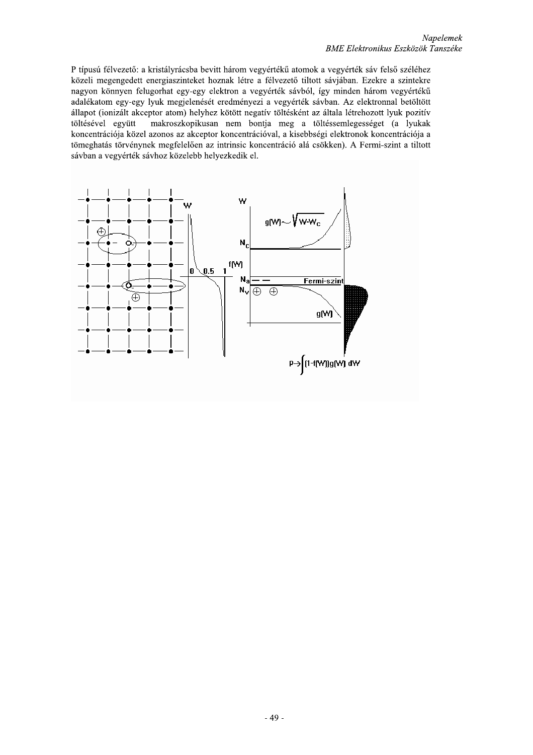P típusú félvezető: a kristályrácsba bevitt három vegyértékű atomok a vegyérték sáv felső széléhez közeli megengedett energiaszinteket hoznak létre a félvezető tiltott sávjában. Ezekre a szintekre nagyon könnyen felugorhat egy-egy elektron a vegyérték sávból, így minden három vegyértékű adalékatom egy-egy lyuk megjelenését eredményezi a vegyérték sávban. Az elektronnal betöltött állapot (ionizált akceptor atom) helyhez kötött negatív töltésként az általa létrehozott lyuk pozitív töltésével együtt makroszkopikusan nem bontja meg a töltéssemlegességet (a lyukak koncentrációja közel azonos az akceptor koncentrációval, a kisebbségi elektronok koncentrációja a tömeghatás törvényének megfelelően az intrinsic koncentráció alá csökken). A Fermi-szint a tiltott sávban a vegyérték sávhoz közelebb helyezkedik el.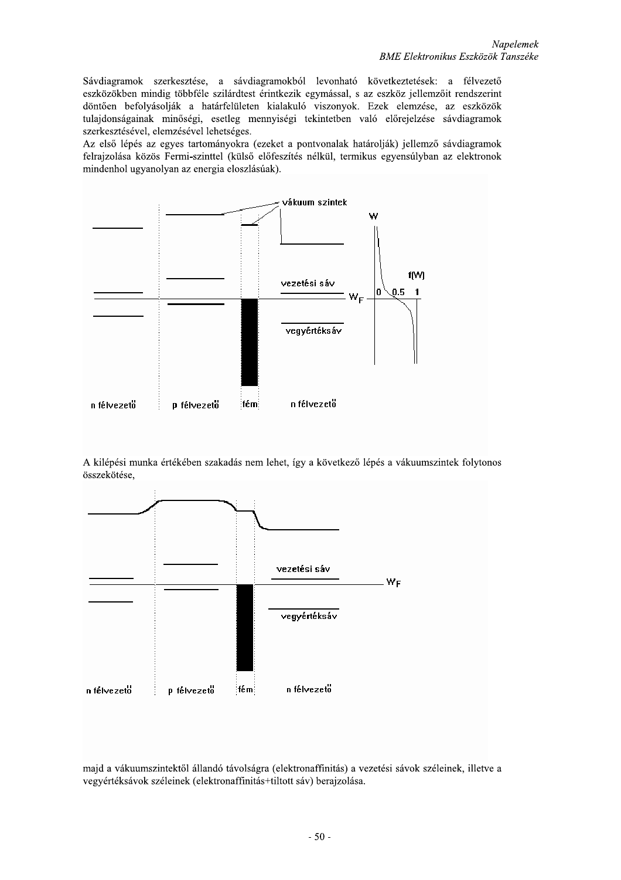Sávdiagramok szerkesztése, a sávdiagramokból levonható következtetések: a félvezető eszközökben mindig többféle szilárdtest érintkezik egymással, s az eszköz jellemzőit rendszerint döntően befolyásolják a határfelületen kialakuló viszonyok. Ezek elemzése, az eszközök tulajdonságainak minőségi, esetleg mennyiségi tekintetben való előrejelzése sávdiagramok szerkesztésével, elemzésével lehetséges.

Az első lépés az egyes tartományokra (ezeket a pontvonalak határolják) jellemző sávdiagramok felrajzolása közös Fermi-szinttel (külső előfeszítés nélkül, termikus egyensúlyban az elektronok mindenhol ugyanolyan az energia eloszlásúak).

vákuum szintek

W

f(W)

0 0.5 1

vezetési sáv

$W_F$

vegyértéksáv

n félvezető p félvezető fém n félvezető

A kilépési munka értékében szakadás nem lehet, így a következő lépés a vákuumszintek folytonos összekötése,

vezetési sáv

$W_F$

vegyértéksáv

n félvezető p félvezető fém n félvezető

majd a vákuumszintektől állandó távolságra (elektronaffinitás) a vezetési sávok széleinek, illetve a vegyértéksávok széleinek (elektronaffinitás+tiltott sáv) berajzolása.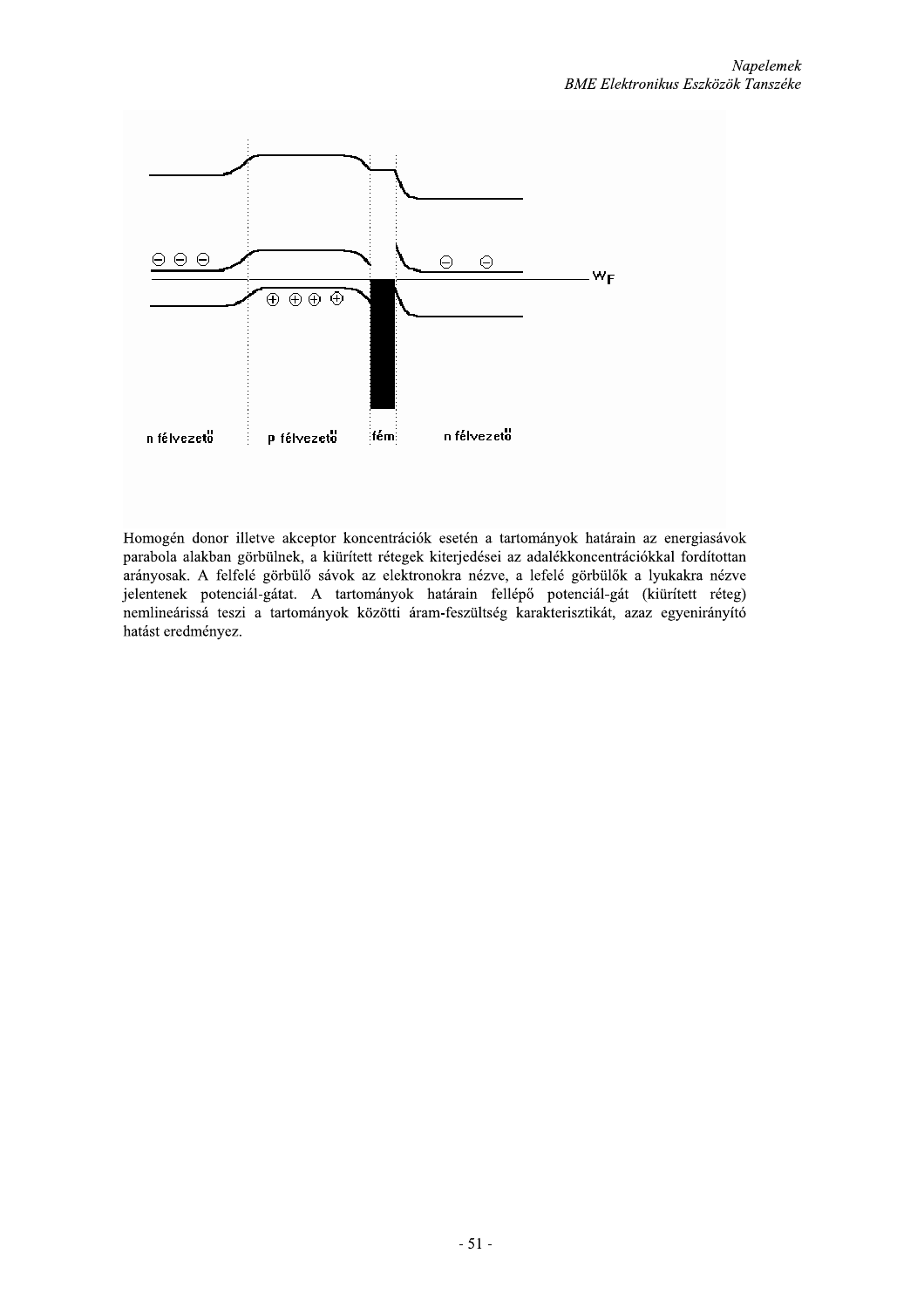n félvezető p félvezető fém n félvezető

$W_F$

Homogén donor illetve akceptor koncentrációk esetén a tartományok határain az energiasávok parabola alakban görbülnek, a kiürített rétegek kiterjedései az adalékkoncentrációkkal fordítottan arányosak. A felfelé görbülő sávok az elektronokra nézve, a lefelé görbülők a lyukakra nézve jelentenek potenciál-gátat. A tartományok határain fellépő potenciál-gát (kiürített réteg) nemlineárissá teszi a tartományok közötti áram-feszültség karakterisztikát, azaz egyenirányító hatást eredményez.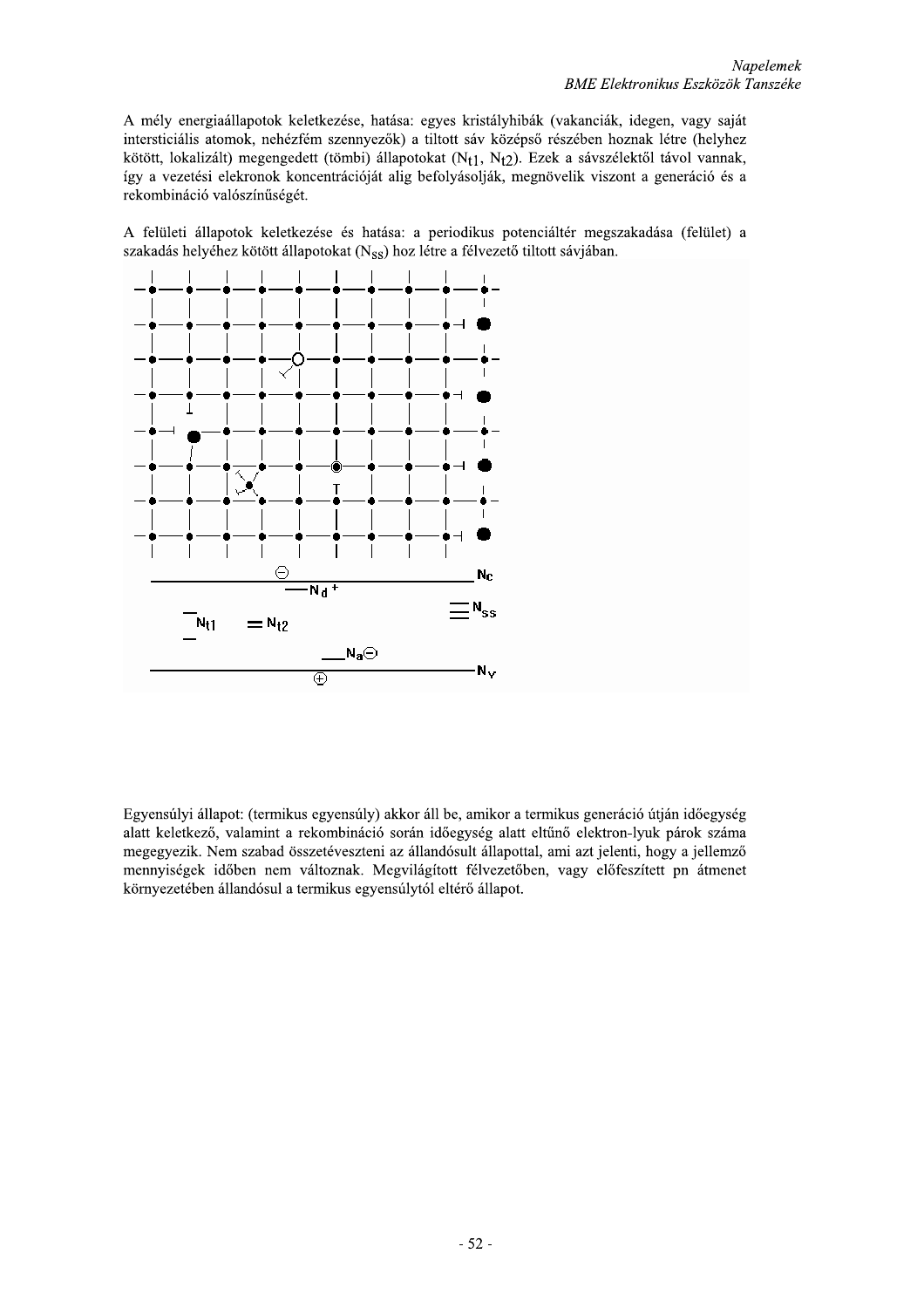A mély energiaállapotok keletkezése, hatása: egyes kristályhibák (vakanciák, idegen, vagy saját intersticiális atomok, nehézfém szennyezők) a tiltott sáv középső részében hoznak létre (helyhez kötött, lokalizált) megengedett (tömbi) állapotokat ($N_{t1}$, $N_{t2}$). Ezek a sávszélektől távol vannak, így a vezetési elekronok koncentrációját alig befolyásolják, megnövelik viszont a generáció és a rekombináció valószínűségét.

A felületi állapotok keletkezése és hatása: a periodikus potenciáltér megszakadása (felület) a szakadás helyéhez kötött állapotokat ($N_{ss}$) hoz létre a félvezető tiltott sávjában.

Egyensúlyi állapot: (termikus egyensúly) akkor áll be, amikor a termikus generáció útján időegység alatt keletkező, valamint a rekombináció során időegység alatt eltűnő elektron-lyuk párok száma megegyezik. Nem szabad összetéveszteni az állandósult állapottal, ami azt jelenti, hogy a jellemző mennyiségek időben nem változnak. Megvilágított félvezetőben, vagy előfeszített pn átmenet környezetében állandósul a termikus egyensúlytól eltérő állapot.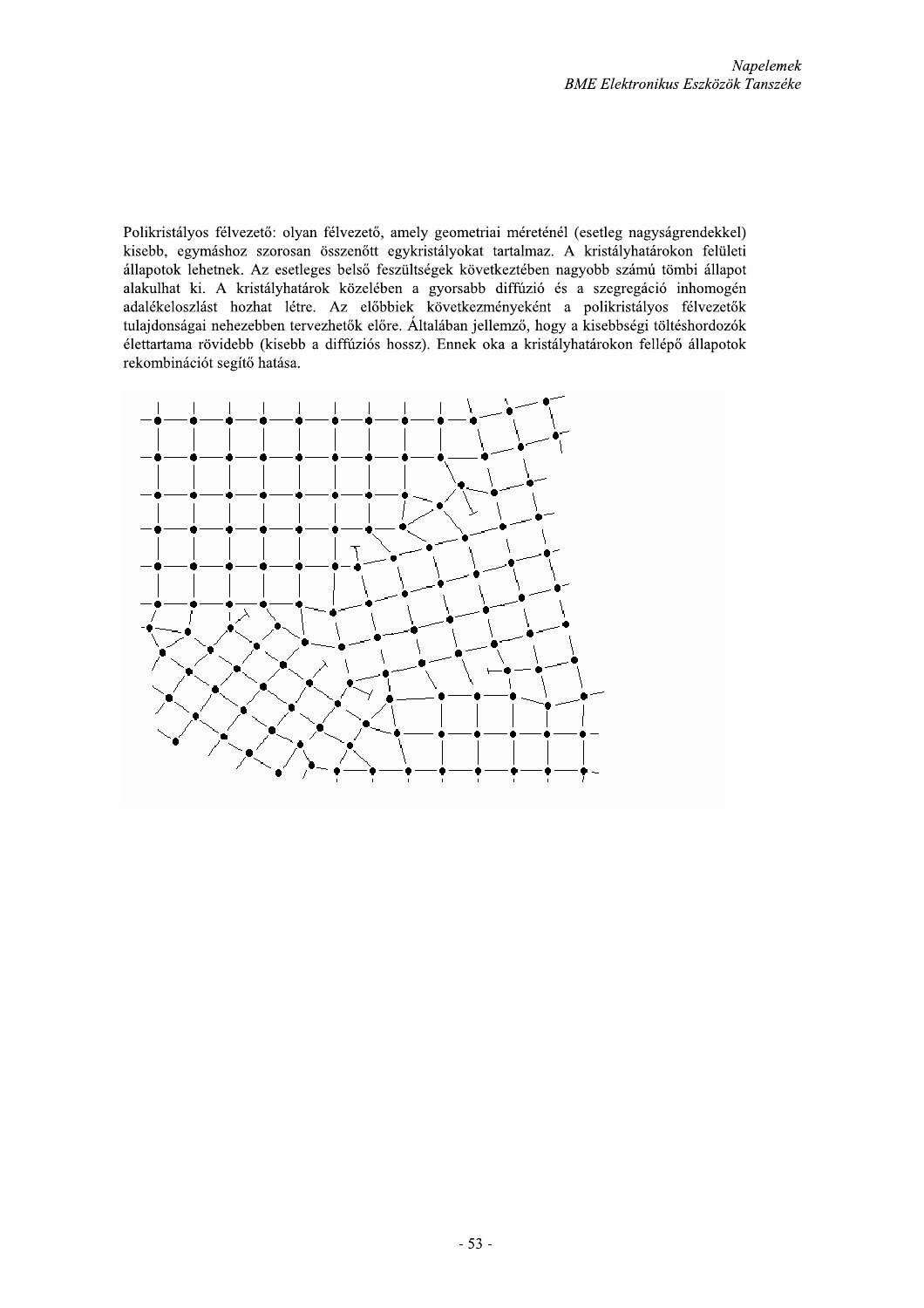Polikristályos félvezető: olyan félvezető, amely geometriai méreténél (esetleg nagyságrendekkel) kisebb, egymáshoz szorosan összenőtt egykristályokat tartalmaz. A kristályhatárokon felületi állapotok lehetnek. Az esetleges belső feszültségek következtében nagyobb számú tömbi állapot alakulhat ki. A kristályhatárok közelében a gyorsabb diffúzió és a szegregáció inhomogén adalékeloszlást hozhat létre. Az előbbiek következményeként a polikristályos félvezetők tulajdonságai nehezebben tervezhetők előre. Általában jellemző, hogy a kisebbségi töltéshordozók élettartama rövidebb (kisebb a diffúziós hossz). Ennek oka a kristályhatárokon fellépő állapotok rekombinációt segítő hatása.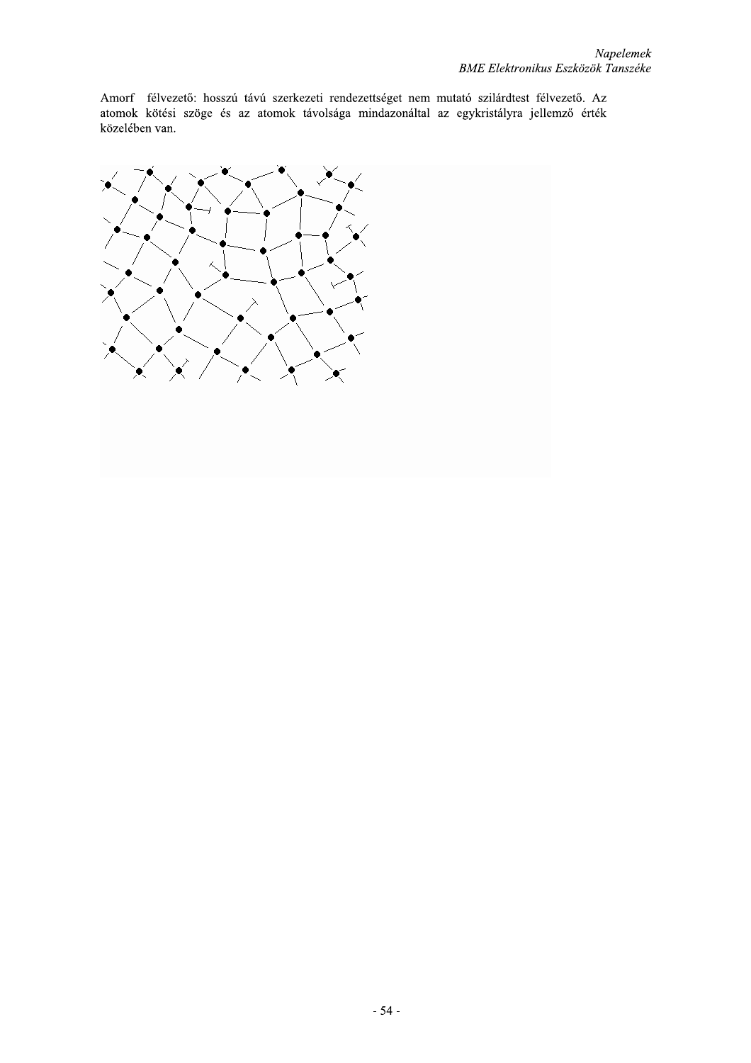Amorf félvezető: hosszú távú szerkezeti rendezettséget nem mutató szilárdtest félvezető. Az atomok kötési szöge és az atomok távolsága mindazonáltal az egykristályra jellemző érték közelében van.